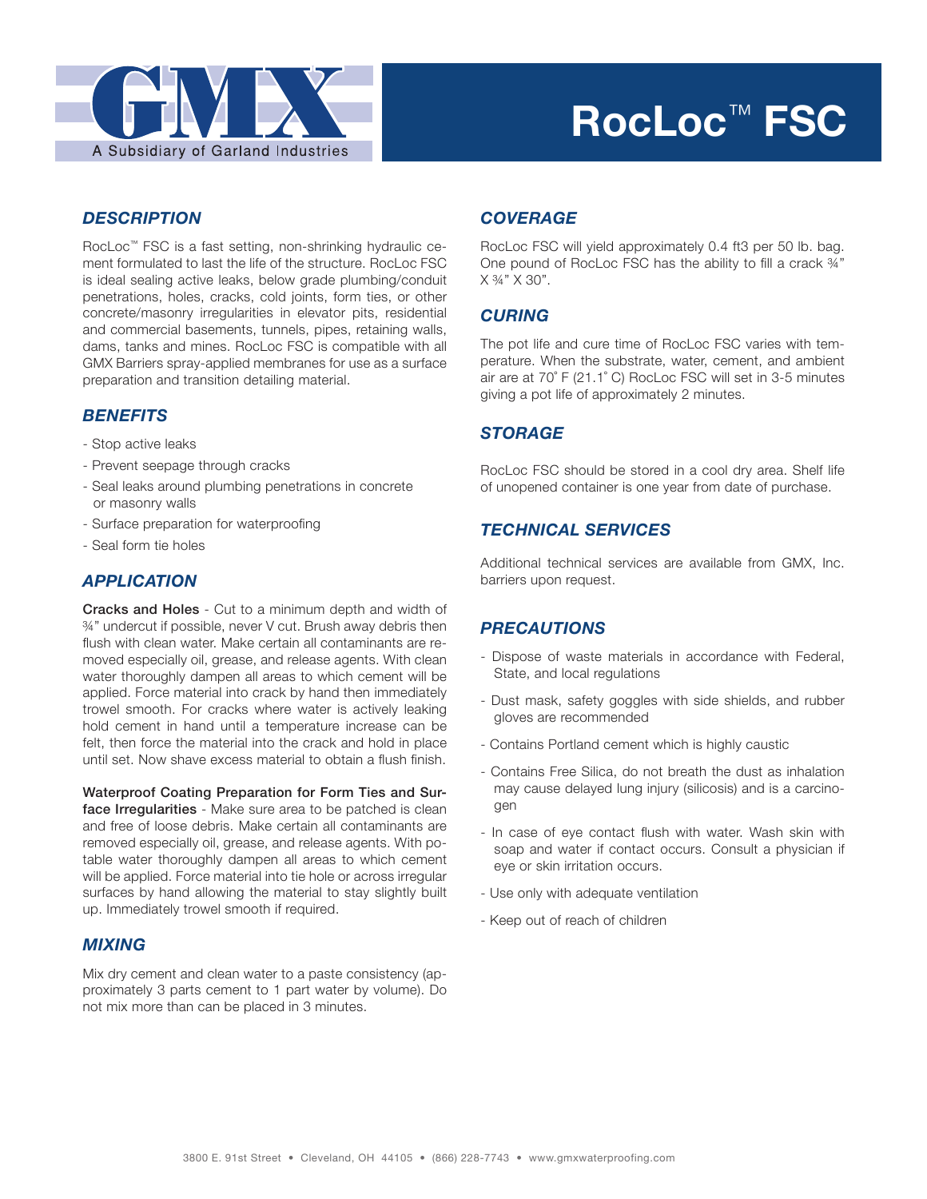GMX
A Subsidiary of Garland Industries

# RocLoc™ FSC

## DESCRIPTION

RocLoc™ FSC is a fast setting, non-shrinking hydraulic cement formulated to last the life of the structure. RocLoc FSC is ideal sealing active leaks, below grade plumbing/conduit penetrations, holes, cracks, cold joints, form ties, or other concrete/masonry irregularities in elevator pits, residential and commercial basements, tunnels, pipes, retaining walls, dams, tanks and mines. RocLoc FSC is compatible with all GMX Barriers spray-applied membranes for use as a surface preparation and transition detailing material.

## BENEFITS

- Stop active leaks
- Prevent seepage through cracks
- Seal leaks around plumbing penetrations in concrete or masonry walls
- Surface preparation for waterproofing
- Seal form tie holes

## APPLICATION

**Cracks and Holes** - Cut to a minimum depth and width of ¾" undercut if possible, never V cut. Brush away debris then flush with clean water. Make certain all contaminants are removed especially oil, grease, and release agents. With clean water thoroughly dampen all areas to which cement will be applied. Force material into crack by hand then immediately trowel smooth. For cracks where water is actively leaking hold cement in hand until a temperature increase can be felt, then force the material into the crack and hold in place until set. Now shave excess material to obtain a flush finish.

**Waterproof Coating Preparation for Form Ties and Surface Irregularities** - Make sure area to be patched is clean and free of loose debris. Make certain all contaminants are removed especially oil, grease, and release agents. With potable water thoroughly dampen all areas to which cement will be applied. Force material into tie hole or across irregular surfaces by hand allowing the material to stay slightly built up. Immediately trowel smooth if required.

## MIXING

Mix dry cement and clean water to a paste consistency (approximately 3 parts cement to 1 part water by volume). Do not mix more than can be placed in 3 minutes.

## COVERAGE

RocLoc FSC will yield approximately 0.4 ft3 per 50 lb. bag. One pound of RocLoc FSC has the ability to fill a crack ¾" X ¾" X 30".

## CURING

The pot life and cure time of RocLoc FSC varies with temperature. When the substrate, water, cement, and ambient air are at 70˚ F (21.1˚ C) RocLoc FSC will set in 3-5 minutes giving a pot life of approximately 2 minutes.

## STORAGE

RocLoc FSC should be stored in a cool dry area. Shelf life of unopened container is one year from date of purchase.

## TECHNICAL SERVICES

Additional technical services are available from GMX, Inc. barriers upon request.

## PRECAUTIONS

- Dispose of waste materials in accordance with Federal, State, and local regulations
- Dust mask, safety goggles with side shields, and rubber gloves are recommended
- Contains Portland cement which is highly caustic
- Contains Free Silica, do not breath the dust as inhalation may cause delayed lung injury (silicosis) and is a carcinogen
- In case of eye contact flush with water. Wash skin with soap and water if contact occurs. Consult a physician if eye or skin irritation occurs.
- Use only with adequate ventilation
- Keep out of reach of children

3800 E. 91st Street • Cleveland, OH 44105 • (866) 228-7743 • www.gmxwaterproofing.com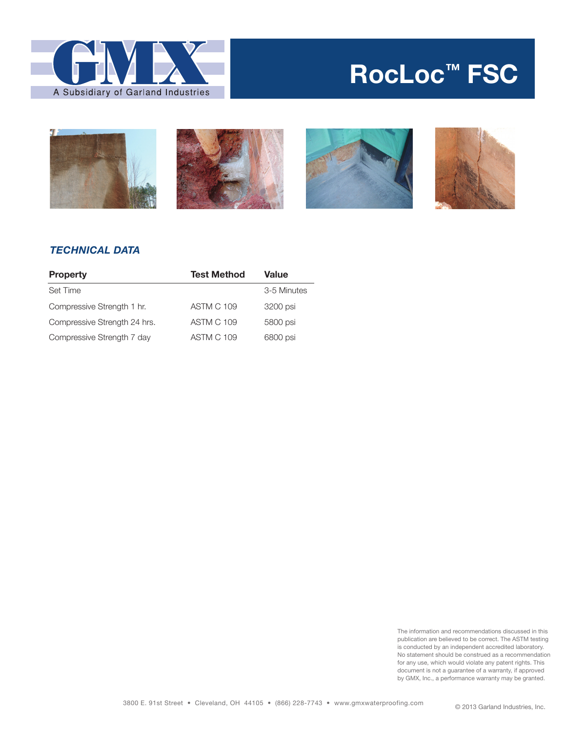# RocLoc™ FSC

GMX
A Subsidiary of Garland Industries

## *TECHNICAL DATA*

| Property | Test Method | Value |
|---|---|---|
| Set Time | | 3-5 Minutes |
| Compressive Strength 1 hr. | ASTM C 109 | 3200 psi |
| Compressive Strength 24 hrs. | ASTM C 109 | 5800 psi |
| Compressive Strength 7 day | ASTM C 109 | 6800 psi |

The information and recommendations discussed in this publication are believed to be correct. The ASTM testing is conducted by an independent accredited laboratory. No statement should be construed as a recommendation for any use, which would violate any patent rights. This document is not a guarantee of a warranty, if approved by GMX, Inc., a performance warranty may be granted.

3800 E. 91st Street • Cleveland, OH 44105 • (866) 228-7743 • www.gmxwaterproofing.com

© 2013 Garland Industries, Inc.